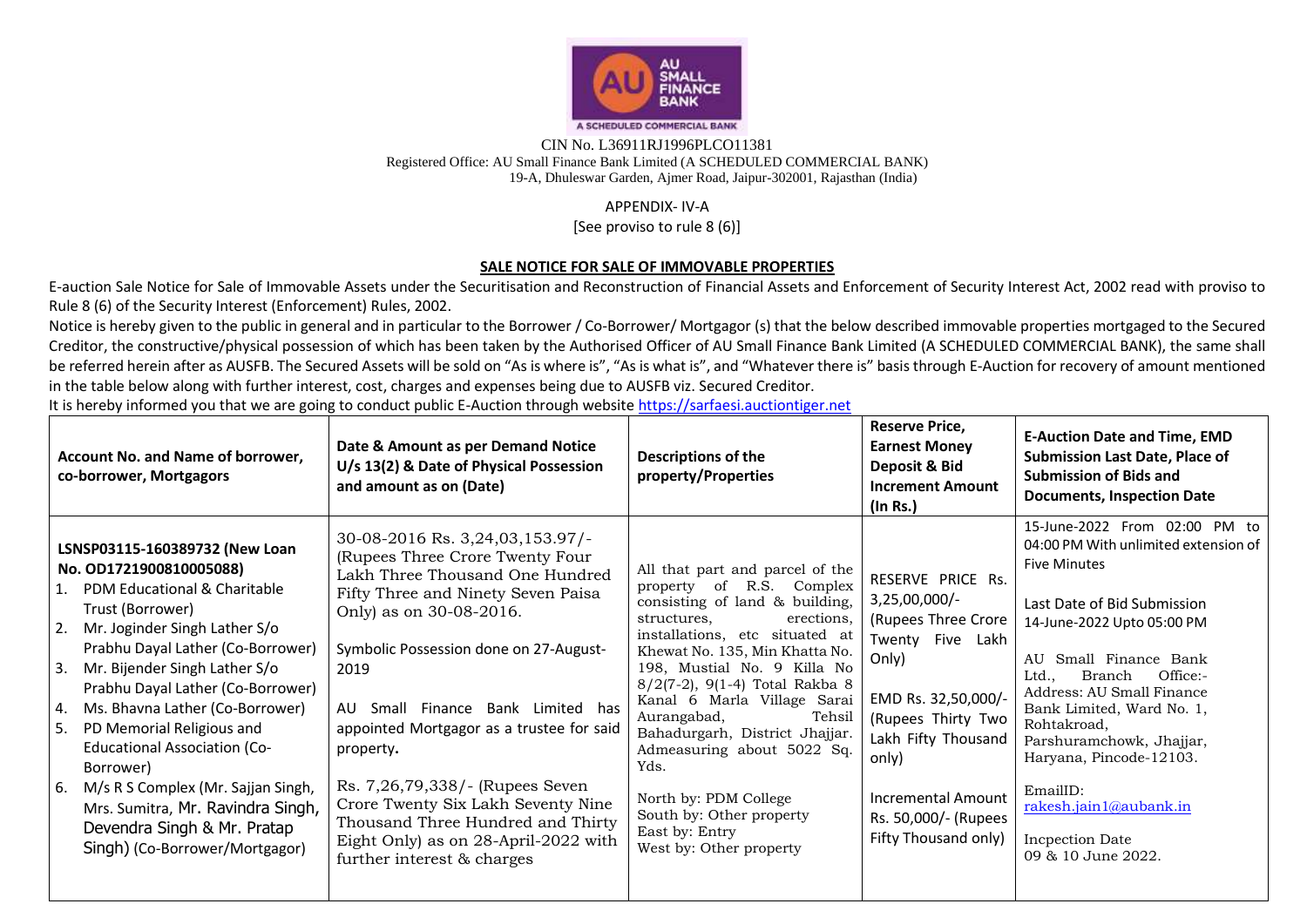AU SMALL FINANCE BANK

A SCHEDULED COMMERCIAL BANK

CIN No. L36911RJ1996PLCO11381

Registered Office: AU Small Finance Bank Limited (A SCHEDULED COMMERCIAL BANK)
19-A, Dhuleswar Garden, Ajmer Road, Jaipur-302001, Rajasthan (India)

APPENDIX- IV-A

[See proviso to rule 8 (6)]

## SALE NOTICE FOR SALE OF IMMOVABLE PROPERTIES

E-auction Sale Notice for Sale of Immovable Assets under the Securitisation and Reconstruction of Financial Assets and Enforcement of Security Interest Act, 2002 read with proviso to Rule 8 (6) of the Security Interest (Enforcement) Rules, 2002.

Notice is hereby given to the public in general and in particular to the Borrower / Co-Borrower/ Mortgagor (s) that the below described immovable properties mortgaged to the Secured Creditor, the constructive/physical possession of which has been taken by the Authorised Officer of AU Small Finance Bank Limited (A SCHEDULED COMMERCIAL BANK), the same shall be referred herein after as AUSFB. The Secured Assets will be sold on "As is where is", "As is what is", and "Whatever there is" basis through E-Auction for recovery of amount mentioned in the table below along with further interest, cost, charges and expenses being due to AUSFB viz. Secured Creditor.

It is hereby informed you that we are going to conduct public E-Auction through website https://sarfaesi.auctiontiger.net

| Account No. and Name of borrower, co-borrower, Mortgagors | Date & Amount as per Demand Notice U/s 13(2) & Date of Physical Possession and amount as on (Date) | Descriptions of the property/Properties | Reserve Price, Earnest Money Deposit & Bid Increment Amount (In Rs.) | E-Auction Date and Time, EMD Submission Last Date, Place of Submission of Bids and Documents, Inspection Date |
|---|---|---|---|---|
| **LSNSP03115-160389732 (New Loan No. OD1721900810005088)**<br>1. PDM Educational & Charitable Trust (Borrower)<br>2. Mr. Joginder Singh Lather S/o Prabhu Dayal Lather (Co-Borrower)<br>3. Mr. Bijender Singh Lather S/o Prabhu Dayal Lather (Co-Borrower)<br>4. Ms. Bhavna Lather (Co-Borrower)<br>5. PD Memorial Religious and Educational Association (Co-Borrower)<br>6. M/s R S Complex (Mr. Sajjan Singh, Mrs. Sumitra, Mr. Ravindra Singh, Devendra Singh & Mr. Pratap Singh) (Co-Borrower/Mortgagor) | 30-08-2016 Rs. 3,24,03,153.97/- (Rupees Three Crore Twenty Four Lakh Three Thousand One Hundred Fifty Three and Ninety Seven Paisa Only) as on 30-08-2016.<br><br>Symbolic Possession done on 27-August-2019<br><br>AU Small Finance Bank Limited has appointed Mortgagor as a trustee for said property.<br><br>Rs. 7,26,79,338/- (Rupees Seven Crore Twenty Six Lakh Seventy Nine Thousand Three Hundred and Thirty Eight Only) as on 28-April-2022 with further interest & charges | All that part and parcel of the property of R.S. Complex consisting of land & building, structures, erections, installations, etc situated at Khewat No. 135, Min Khatta No. 198, Mustial No. 9 Killa No 8/2(7-2), 9(1-4) Total Rakba 8 Kanal 6 Marla Village Sarai Aurangabad, Tehsil Bahadurgarh, District Jhajjar. Admeasuring about 5022 Sq. Yds.<br><br>North by: PDM College<br>South by: Other property<br>East by: Entry<br>West by: Other property | RESERVE PRICE Rs. 3,25,00,000/- (Rupees Three Crore Twenty Five Lakh Only)<br><br>EMD Rs. 32,50,000/- (Rupees Thirty Two Lakh Fifty Thousand only)<br><br>Incremental Amount Rs. 50,000/- (Rupees Fifty Thousand only) | 15-June-2022 From 02:00 PM to 04:00 PM With unlimited extension of Five Minutes<br><br>Last Date of Bid Submission 14-June-2022 Upto 05:00 PM<br><br>AU Small Finance Bank Ltd., Branch Office:- Address: AU Small Finance Bank Limited, Ward No. 1, Rohtakroad, Parshuramchowk, Jhajjar, Haryana, Pincode-12103.<br><br>EmailID: rakesh.jain1@aubank.in<br><br>Incpection Date 09 & 10 June 2022. |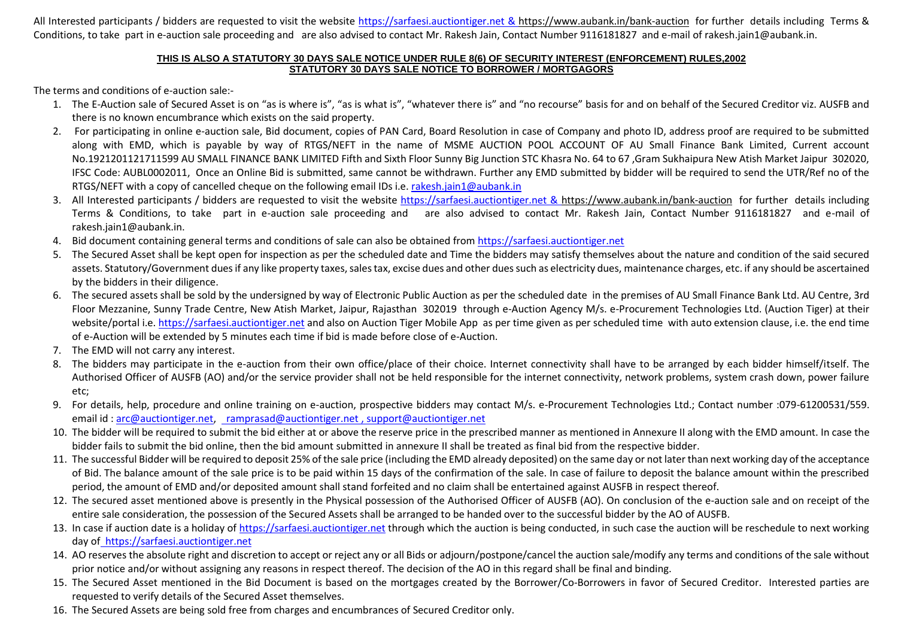All Interested participants / bidders are requested to visit the website https://sarfaesi.auctiontiger.net & https://www.aubank.in/bank-auction for further details including Terms & Conditions, to take part in e-auction sale proceeding and are also advised to contact Mr. Rakesh Jain, Contact Number 9116181827 and e-mail of rakesh.jain1@aubank.in.

**THIS IS ALSO A STATUTORY 30 DAYS SALE NOTICE UNDER RULE 8(6) OF SECURITY INTEREST (ENFORCEMENT) RULES,2002**
**STATUTORY 30 DAYS SALE NOTICE TO BORROWER / MORTGAGORS**

The terms and conditions of e-auction sale:-

1. The E-Auction sale of Secured Asset is on "as is where is", "as is what is", "whatever there is" and "no recourse" basis for and on behalf of the Secured Creditor viz. AUSFB and there is no known encumbrance which exists on the said property.
2. For participating in online e-auction sale, Bid document, copies of PAN Card, Board Resolution in case of Company and photo ID, address proof are required to be submitted along with EMD, which is payable by way of RTGS/NEFT in the name of MSME AUCTION POOL ACCOUNT OF AU Small Finance Bank Limited, Current account No.1921201121711599 AU SMALL FINANCE BANK LIMITED Fifth and Sixth Floor Sunny Big Junction STC Khasra No. 64 to 67 ,Gram Sukhaipura New Atish Market Jaipur 302020, IFSC Code: AUBL0002011, Once an Online Bid is submitted, same cannot be withdrawn. Further any EMD submitted by bidder will be required to send the UTR/Ref no of the RTGS/NEFT with a copy of cancelled cheque on the following email IDs i.e. rakesh.jain1@aubank.in
3. All Interested participants / bidders are requested to visit the website https://sarfaesi.auctiontiger.net & https://www.aubank.in/bank-auction for further details including Terms & Conditions, to take part in e-auction sale proceeding and are also advised to contact Mr. Rakesh Jain, Contact Number 9116181827 and e-mail of rakesh.jain1@aubank.in.
4. Bid document containing general terms and conditions of sale can also be obtained from https://sarfaesi.auctiontiger.net
5. The Secured Asset shall be kept open for inspection as per the scheduled date and Time the bidders may satisfy themselves about the nature and condition of the said secured assets. Statutory/Government dues if any like property taxes, sales tax, excise dues and other dues such as electricity dues, maintenance charges, etc. if any should be ascertained by the bidders in their diligence.
6. The secured assets shall be sold by the undersigned by way of Electronic Public Auction as per the scheduled date in the premises of AU Small Finance Bank Ltd. AU Centre, 3rd Floor Mezzanine, Sunny Trade Centre, New Atish Market, Jaipur, Rajasthan 302019 through e-Auction Agency M/s. e-Procurement Technologies Ltd. (Auction Tiger) at their website/portal i.e. https://sarfaesi.auctiontiger.net and also on Auction Tiger Mobile App as per time given as per scheduled time with auto extension clause, i.e. the end time of e-Auction will be extended by 5 minutes each time if bid is made before close of e-Auction.
7. The EMD will not carry any interest.
8. The bidders may participate in the e-auction from their own office/place of their choice. Internet connectivity shall have to be arranged by each bidder himself/itself. The Authorised Officer of AUSFB (AO) and/or the service provider shall not be held responsible for the internet connectivity, network problems, system crash down, power failure etc;
9. For details, help, procedure and online training on e-auction, prospective bidders may contact M/s. e-Procurement Technologies Ltd.; Contact number :079-61200531/559. email id : arc@auctiontiger.net, ramprasad@auctiontiger.net , support@auctiontiger.net
10. The bidder will be required to submit the bid either at or above the reserve price in the prescribed manner as mentioned in Annexure II along with the EMD amount. In case the bidder fails to submit the bid online, then the bid amount submitted in annexure II shall be treated as final bid from the respective bidder.
11. The successful Bidder will be required to deposit 25% of the sale price (including the EMD already deposited) on the same day or not later than next working day of the acceptance of Bid. The balance amount of the sale price is to be paid within 15 days of the confirmation of the sale. In case of failure to deposit the balance amount within the prescribed period, the amount of EMD and/or deposited amount shall stand forfeited and no claim shall be entertained against AUSFB in respect thereof.
12. The secured asset mentioned above is presently in the Physical possession of the Authorised Officer of AUSFB (AO). On conclusion of the e-auction sale and on receipt of the entire sale consideration, the possession of the Secured Assets shall be arranged to be handed over to the successful bidder by the AO of AUSFB.
13. In case if auction date is a holiday of https://sarfaesi.auctiontiger.net through which the auction is being conducted, in such case the auction will be reschedule to next working day of https://sarfaesi.auctiontiger.net
14. AO reserves the absolute right and discretion to accept or reject any or all Bids or adjourn/postpone/cancel the auction sale/modify any terms and conditions of the sale without prior notice and/or without assigning any reasons in respect thereof. The decision of the AO in this regard shall be final and binding.
15. The Secured Asset mentioned in the Bid Document is based on the mortgages created by the Borrower/Co-Borrowers in favor of Secured Creditor. Interested parties are requested to verify details of the Secured Asset themselves.
16. The Secured Assets are being sold free from charges and encumbrances of Secured Creditor only.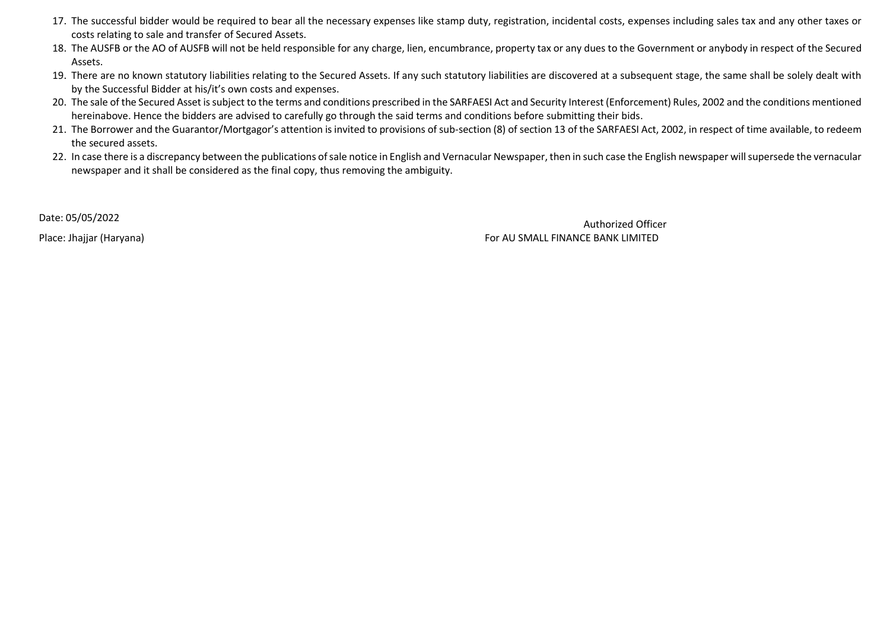17. The successful bidder would be required to bear all the necessary expenses like stamp duty, registration, incidental costs, expenses including sales tax and any other taxes or costs relating to sale and transfer of Secured Assets.
18. The AUSFB or the AO of AUSFB will not be held responsible for any charge, lien, encumbrance, property tax or any dues to the Government or anybody in respect of the Secured Assets.
19. There are no known statutory liabilities relating to the Secured Assets. If any such statutory liabilities are discovered at a subsequent stage, the same shall be solely dealt with by the Successful Bidder at his/it's own costs and expenses.
20. The sale of the Secured Asset is subject to the terms and conditions prescribed in the SARFAESI Act and Security Interest (Enforcement) Rules, 2002 and the conditions mentioned hereinabove. Hence the bidders are advised to carefully go through the said terms and conditions before submitting their bids.
21. The Borrower and the Guarantor/Mortgagor's attention is invited to provisions of sub-section (8) of section 13 of the SARFAESI Act, 2002, in respect of time available, to redeem the secured assets.
22. In case there is a discrepancy between the publications of sale notice in English and Vernacular Newspaper, then in such case the English newspaper will supersede the vernacular newspaper and it shall be considered as the final copy, thus removing the ambiguity.

Date: 05/05/2022

Place: Jhajjar (Haryana)

Authorized Officer
For AU SMALL FINANCE BANK LIMITED